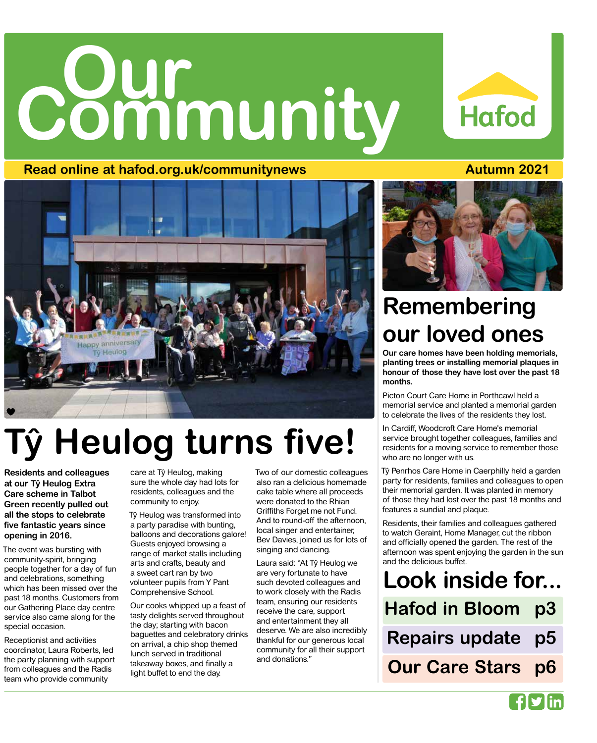# Our Community

Hafod

Read online at hafod.org.uk/communitynews

Autumn 2021

# Tŷ Heulog turns five!

**Residents and colleagues at our Tŷ Heulog Extra Care scheme in Talbot Green recently pulled out all the stops to celebrate five fantastic years since opening in 2016.**

The event was bursting with community-spirit, bringing people together for a day of fun and celebrations, something which has been missed over the past 18 months. Customers from our Gathering Place day centre service also came along for the special occasion.

Receptionist and activities coordinator, Laura Roberts, led the party planning with support from colleagues and the Radis team who provide community care at Tŷ Heulog, making sure the whole day had lots for residents, colleagues and the community to enjoy.

Tŷ Heulog was transformed into a party paradise with bunting, balloons and decorations galore! Guests enjoyed browsing a range of market stalls including arts and crafts, beauty and a sweet cart ran by two volunteer pupils from Y Pant Comprehensive School.

Our cooks whipped up a feast of tasty delights served throughout the day; starting with bacon baguettes and celebratory drinks on arrival, a chip shop themed lunch served in traditional takeaway boxes, and finally a light buffet to end the day.

Two of our domestic colleagues also ran a delicious homemade cake table where all proceeds were donated to the Rhian Griffiths Forget me not Fund. And to round-off the afternoon, local singer and entertainer, Bev Davies, joined us for lots of singing and dancing.

Laura said: "At Tŷ Heulog we are very fortunate to have such devoted colleagues and to work closely with the Radis team, ensuring our residents receive the care, support and entertainment they all deserve. We are also incredibly thankful for our generous local community for all their support and donations."

# Remembering our loved ones

**Our care homes have been holding memorials, planting trees or installing memorial plaques in honour of those they have lost over the past 18 months.**

Picton Court Care Home in Porthcawl held a memorial service and planted a memorial garden to celebrate the lives of the residents they lost.

In Cardiff, Woodcroft Care Home's memorial service brought together colleagues, families and residents for a moving service to remember those who are no longer with us.

Tŷ Penrhos Care Home in Caerphilly held a garden party for residents, families and colleagues to open their memorial garden. It was planted in memory of those they had lost over the past 18 months and features a sundial and plaque.

Residents, their families and colleagues gathered to watch Geraint, Home Manager, cut the ribbon and officially opened the garden. The rest of the afternoon was spent enjoying the garden in the sun and the delicious buffet.

# Look inside for...

- Hafod in Bloom p3
- Repairs update p5
- Our Care Stars p6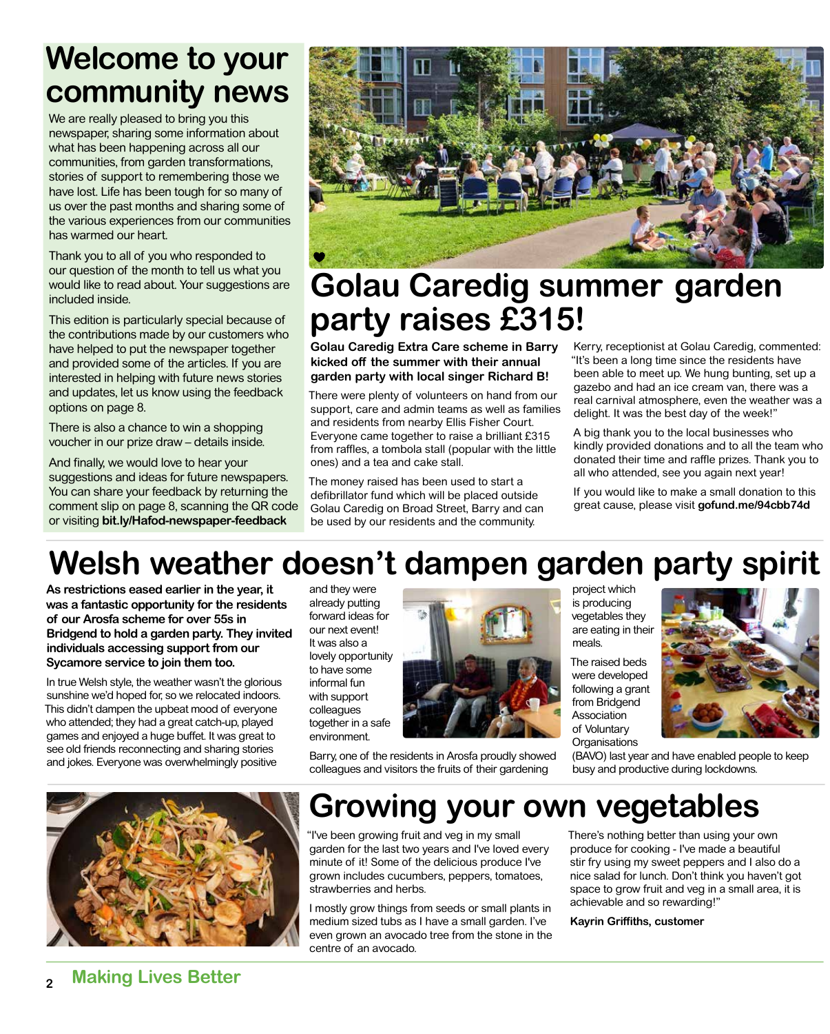# Welcome to your community news

We are really pleased to bring you this newspaper, sharing some information about what has been happening across all our communities, from garden transformations, stories of support to remembering those we have lost. Life has been tough for so many of us over the past months and sharing some of the various experiences from our communities has warmed our heart.

Thank you to all of you who responded to our question of the month to tell us what you would like to read about. Your suggestions are included inside.

This edition is particularly special because of the contributions made by our customers who have helped to put the newspaper together and provided some of the articles. If you are interested in helping with future news stories and updates, let us know using the feedback options on page 8.

There is also a chance to win a shopping voucher in our prize draw – details inside.

And finally, we would love to hear your suggestions and ideas for future newspapers. You can share your feedback by returning the comment slip on page 8, scanning the QR code or visiting **bit.ly/Hafod-newspaper-feedback**

# Golau Caredig summer garden party raises £315!

**Golau Caredig Extra Care scheme in Barry kicked off the summer with their annual garden party with local singer Richard B!**

There were plenty of volunteers on hand from our support, care and admin teams as well as families and residents from nearby Ellis Fisher Court. Everyone came together to raise a brilliant £315 from raffles, a tombola stall (popular with the little ones) and a tea and cake stall.

The money raised has been used to start a defibrillator fund which will be placed outside Golau Caredig on Broad Street, Barry and can be used by our residents and the community.

Kerry, receptionist at Golau Caredig, commented: “It’s been a long time since the residents have been able to meet up. We hung bunting, set up a gazebo and had an ice cream van, there was a real carnival atmosphere, even the weather was a delight. It was the best day of the week!”

A big thank you to the local businesses who kindly provided donations and to all the team who donated their time and raffle prizes. Thank you to all who attended, see you again next year!

If you would like to make a small donation to this great cause, please visit **gofund.me/94cbb74d**

# Welsh weather doesn’t dampen garden party spirit

**As restrictions eased earlier in the year, it was a fantastic opportunity for the residents of our Arosfa scheme for over 55s in Bridgend to hold a garden party. They invited individuals accessing support from our Sycamore service to join them too.**

In true Welsh style, the weather wasn’t the glorious sunshine we’d hoped for, so we relocated indoors. This didn’t dampen the upbeat mood of everyone who attended; they had a great catch-up, played games and enjoyed a huge buffet. It was great to see old friends reconnecting and sharing stories and jokes. Everyone was overwhelmingly positive and they were already putting forward ideas for our next event! It was also a lovely opportunity to have some informal fun with support colleagues together in a safe environment.

Barry, one of the residents in Arosfa proudly showed colleagues and visitors the fruits of their gardening project which is producing vegetables they are eating in their meals.

The raised beds were developed following a grant from Bridgend Association of Voluntary Organisations (BAVO) last year and have enabled people to keep busy and productive during lockdowns.

# Growing your own vegetables

“I've been growing fruit and veg in my small garden for the last two years and I've loved every minute of it! Some of the delicious produce I've grown includes cucumbers, peppers, tomatoes, strawberries and herbs.

I mostly grow things from seeds or small plants in medium sized tubs as I have a small garden. I've even grown an avocado tree from the stone in the centre of an avocado.

There’s nothing better than using your own produce for cooking - I've made a beautiful stir fry using my sweet peppers and I also do a nice salad for lunch. Don’t think you haven’t got space to grow fruit and veg in a small area, it is achievable and so rewarding!”

**Kayrin Griffiths, customer**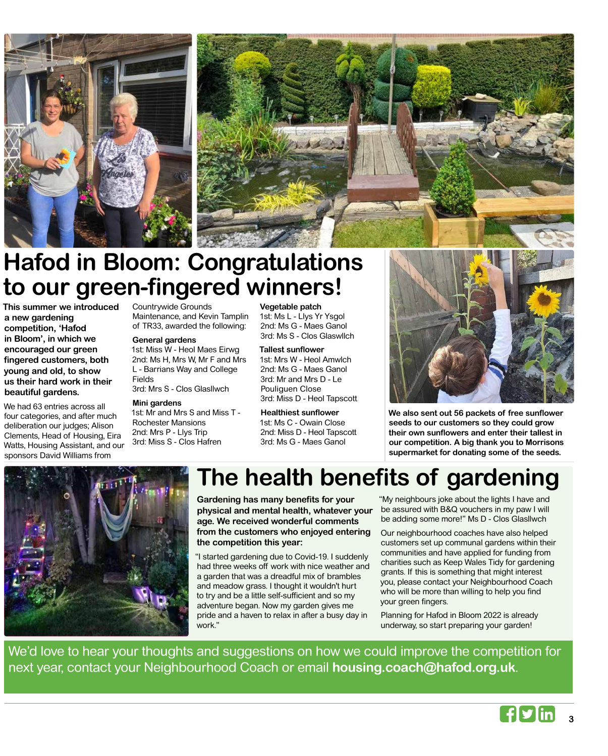# Hafod in Bloom: Congratulations to our green-fingered winners!

**This summer we introduced a new gardening competition, 'Hafod in Bloom', in which we encouraged our green fingered customers, both young and old, to show us their hard work in their beautiful gardens.**

We had 63 entries across all four categories, and after much deliberation our judges; Alison Clements, Head of Housing, Eira Watts, Housing Assistant, and our sponsors David Williams from Countrywide Grounds Maintenance, and Kevin Tamplin of TR33, awarded the following:

**General gardens**
1st: Miss W - Heol Maes Eirwg
2nd: Ms H, Mrs W, Mr F and Mrs L - Barrians Way and College Fields
3rd: Mrs S - Clos Glasllwch

**Mini gardens**
1st: Mr and Mrs S and Miss T - Rochester Mansions
2nd: Mrs P - Llys Trip
3rd: Miss S - Clos Hafren

**Vegetable patch**
1st: Ms L - Llys Yr Ysgol
2nd: Ms G - Maes Ganol
3rd: Ms S - Clos Glaswllch

**Tallest sunflower**
1st: Mrs W - Heol Amwlch
2nd: Ms G - Maes Ganol
3rd: Mr and Mrs D - Le Pouliguen Close
3rd: Miss D - Heol Tapscott

**Healthiest sunflower**
1st: Ms C - Owain Close
2nd: Miss D - Heol Tapscott
3rd: Ms G - Maes Ganol

**We also sent out 56 packets of free sunflower seeds to our customers so they could grow their own sunflowers and enter their tallest in our competition. A big thank you to Morrisons supermarket for donating some of the seeds.**

# The health benefits of gardening

**Gardening has many benefits for your physical and mental health, whatever your age. We received wonderful comments from the customers who enjoyed entering the competition this year:**

"I started gardening due to Covid-19. I suddenly had three weeks off work with nice weather and a garden that was a dreadful mix of brambles and meadow grass. I thought it wouldn't hurt to try and be a little self-sufficient and so my adventure began. Now my garden gives me pride and a haven to relax in after a busy day in work."

"My neighbours joke about the lights I have and be assured with B&Q vouchers in my paw I will be adding some more!" Ms D - Clos Glasllwch

Our neighbourhood coaches have also helped customers set up communal gardens within their communities and have applied for funding from charities such as Keep Wales Tidy for gardening grants. If this is something that might interest you, please contact your Neighbourhood Coach who will be more than willing to help you find your green fingers.

Planning for Hafod in Bloom 2022 is already underway, so start preparing your garden!

We'd love to hear your thoughts and suggestions on how we could improve the competition for next year, contact your Neighbourhood Coach or email **housing.coach@hafod.org.uk**.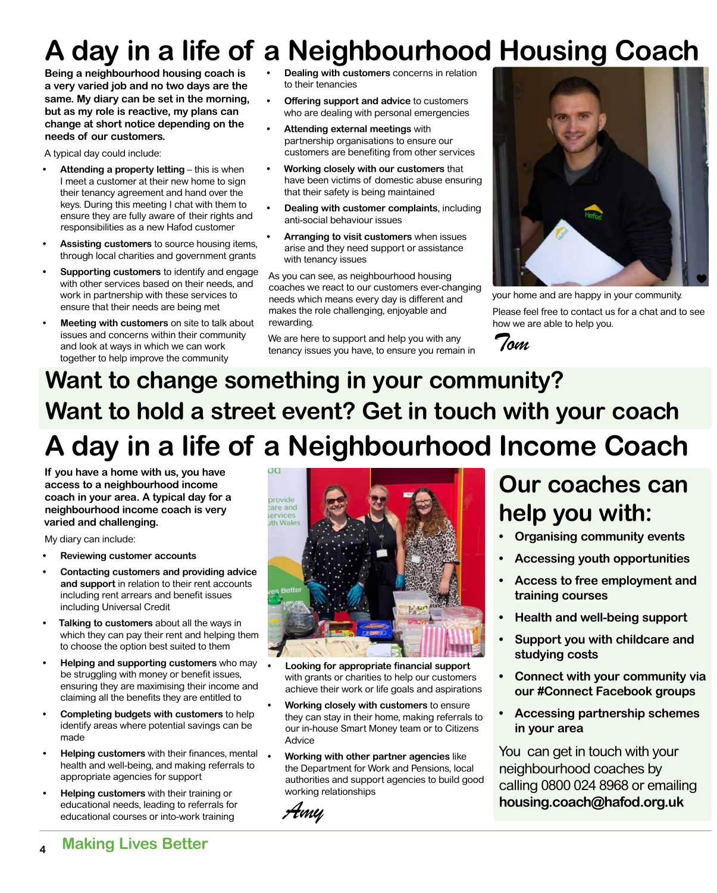# A day in a life of a Neighbourhood Housing Coach

**Being a neighbourhood housing coach is a very varied job and no two days are the same. My diary can be set in the morning, but as my role is reactive, my plans can change at short notice depending on the needs of our customers.**

A typical day could include:

- **Attending a property letting** – this is when I meet a customer at their new home to sign their tenancy agreement and hand over the keys. During this meeting I chat with them to ensure they are fully aware of their rights and responsibilities as a new Hafod customer
- **Assisting customers** to source housing items, through local charities and government grants
- **Supporting customers** to identify and engage with other services based on their needs, and work in partnership with these services to ensure that their needs are being met
- **Meeting with customers** on site to talk about issues and concerns within their community and look at ways in which we can work together to help improve the community
- **Dealing with customers** concerns in relation to their tenancies
- **Offering support and advice** to customers who are dealing with personal emergencies
- **Attending external meetings** with partnership organisations to ensure our customers are benefiting from other services
- **Working closely with our customers** that have been victims of domestic abuse ensuring that their safety is being maintained
- **Dealing with customer complaints**, including anti-social behaviour issues
- **Arranging to visit customers** when issues arise and they need support or assistance with tenancy issues

As you can see, as neighbourhood housing coaches we react to our customers ever-changing needs which means every day is different and makes the role challenging, enjoyable and rewarding.

We are here to support and help you with any tenancy issues you have, to ensure you remain in your home and are happy in your community.

Please feel free to contact us for a chat and to see how we are able to help you.

*Tom*

## Want to change something in your community? Want to hold a street event? Get in touch with your coach

# A day in a life of a Neighbourhood Income Coach

**If you have a home with us, you have access to a neighbourhood income coach in your area. A typical day for a neighbourhood income coach is very varied and challenging.**

My diary can include:

- **Reviewing customer accounts**
- **Contacting customers and providing advice and support** in relation to their rent accounts including rent arrears and benefit issues including Universal Credit
- **Talking to customers** about all the ways in which they can pay their rent and helping them to choose the option best suited to them
- **Helping and supporting customers** who may be struggling with money or benefit issues, ensuring they are maximising their income and claiming all the benefits they are entitled to
- **Completing budgets with customers** to help identify areas where potential savings can be made
- **Helping customers** with their finances, mental health and well-being, and making referrals to appropriate agencies for support
- **Helping customers** with their training or educational needs, leading to referrals for educational courses or into-work training
- **Looking for appropriate financial support** with grants or charities to help our customers achieve their work or life goals and aspirations
- **Working closely with customers** to ensure they can stay in their home, making referrals to our in-house Smart Money team or to Citizens Advice
- **Working with other partner agencies** like the Department for Work and Pensions, local authorities and support agencies to build good working relationships

*Amy*

## Our coaches can help you with:

- **Organising community events**
- **Accessing youth opportunities**
- **Access to free employment and training courses**
- **Health and well-being support**
- **Support you with childcare and studying costs**
- **Connect with your community via our #Connect Facebook groups**
- **Accessing partnership schemes in your area**

You can get in touch with your neighbourhood coaches by calling 0800 024 8968 or emailing **housing.coach@hafod.org.uk**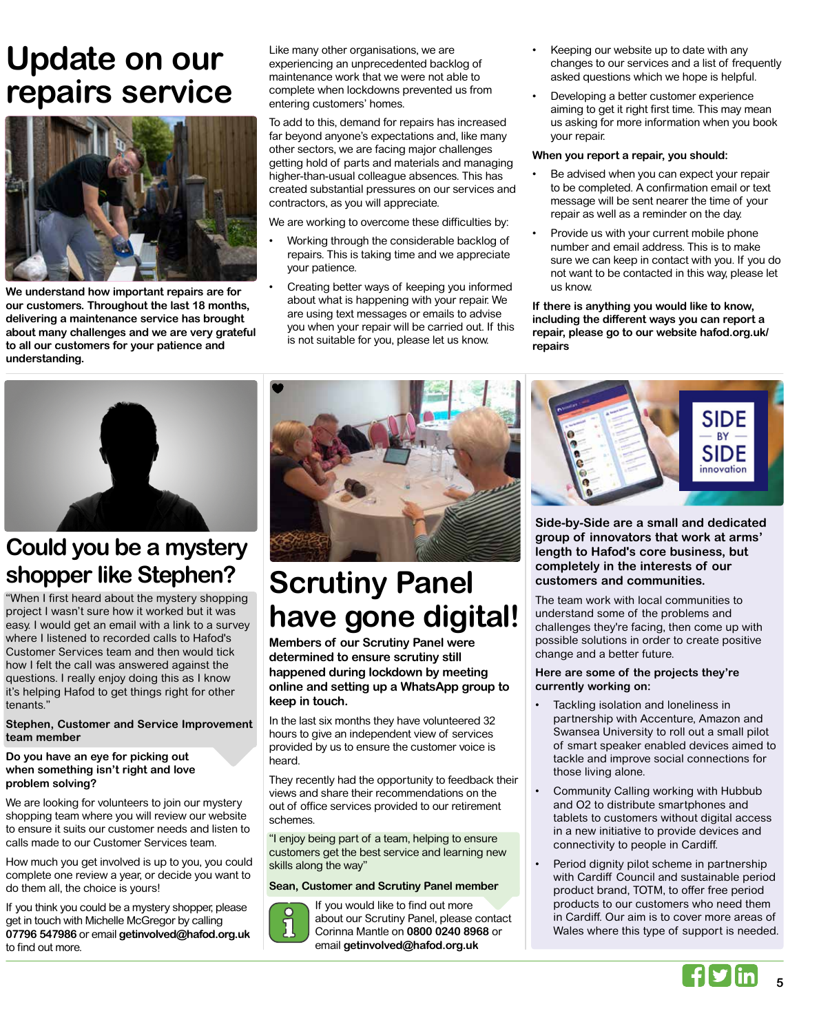# Update on our repairs service

**We understand how important repairs are for our customers. Throughout the last 18 months, delivering a maintenance service has brought about many challenges and we are very grateful to all our customers for your patience and understanding.**

Like many other organisations, we are experiencing an unprecedented backlog of maintenance work that we were not able to complete when lockdowns prevented us from entering customers' homes.

To add to this, demand for repairs has increased far beyond anyone's expectations and, like many other sectors, we are facing major challenges getting hold of parts and materials and managing higher-than-usual colleague absences. This has created substantial pressures on our services and contractors, as you will appreciate.

We are working to overcome these difficulties by:

- Working through the considerable backlog of repairs. This is taking time and we appreciate your patience.
- Creating better ways of keeping you informed about what is happening with your repair. We are using text messages or emails to advise you when your repair will be carried out. If this is not suitable for you, please let us know.
- Keeping our website up to date with any changes to our services and a list of frequently asked questions which we hope is helpful.
- Developing a better customer experience aiming to get it right first time. This may mean us asking for more information when you book your repair.

**When you report a repair, you should:**

- Be advised when you can expect your repair to be completed. A confirmation email or text message will be sent nearer the time of your repair as well as a reminder on the day.
- Provide us with your current mobile phone number and email address. This is to make sure we can keep in contact with you. If you do not want to be contacted in this way, please let us know.

**If there is anything you would like to know, including the different ways you can report a repair, please go to our website hafod.org.uk/repairs**

## Could you be a mystery shopper like Stephen?

"When I first heard about the mystery shopping project I wasn't sure how it worked but it was easy. I would get an email with a link to a survey where I listened to recorded calls to Hafod's Customer Services team and then would tick how I felt the call was answered against the questions. I really enjoy doing this as I know it's helping Hafod to get things right for other tenants."

**Stephen, Customer and Service Improvement team member**

**Do you have an eye for picking out when something isn't right and love problem solving?**

We are looking for volunteers to join our mystery shopping team where you will review our website to ensure it suits our customer needs and listen to calls made to our Customer Services team.

How much you get involved is up to you, you could complete one review a year, or decide you want to do them all, the choice is yours!

If you think you could be a mystery shopper, please get in touch with Michelle McGregor by calling **07796 547986** or email **getinvolved@hafod.org.uk** to find out more.

## Scrutiny Panel have gone digital!

**Members of our Scrutiny Panel were determined to ensure scrutiny still happened during lockdown by meeting online and setting up a WhatsApp group to keep in touch.**

In the last six months they have volunteered 32 hours to give an independent view of services provided by us to ensure the customer voice is heard.

They recently had the opportunity to feedback their views and share their recommendations on the out of office services provided to our retirement schemes.

"I enjoy being part of a team, helping to ensure customers get the best service and learning new skills along the way"

**Sean, Customer and Scrutiny Panel member**

If you would like to find out more about our Scrutiny Panel, please contact Corinna Mantle on **0800 0240 8968** or email **getinvolved@hafod.org.uk**

SIDE BY SIDE innovation

**Side-by-Side are a small and dedicated group of innovators that work at arms' length to Hafod's core business, but completely in the interests of our customers and communities.**

The team work with local communities to understand some of the problems and challenges they're facing, then come up with possible solutions in order to create positive change and a better future.

**Here are some of the projects they're currently working on:**

- Tackling isolation and loneliness in partnership with Accenture, Amazon and Swansea University to roll out a small pilot of smart speaker enabled devices aimed to tackle and improve social connections for those living alone.
- Community Calling working with Hubbub and O2 to distribute smartphones and tablets to customers without digital access in a new initiative to provide devices and connectivity to people in Cardiff.
- Period dignity pilot scheme in partnership with Cardiff Council and sustainable period product brand, TOTM, to offer free period products to our customers who need them in Cardiff. Our aim is to cover more areas of Wales where this type of support is needed.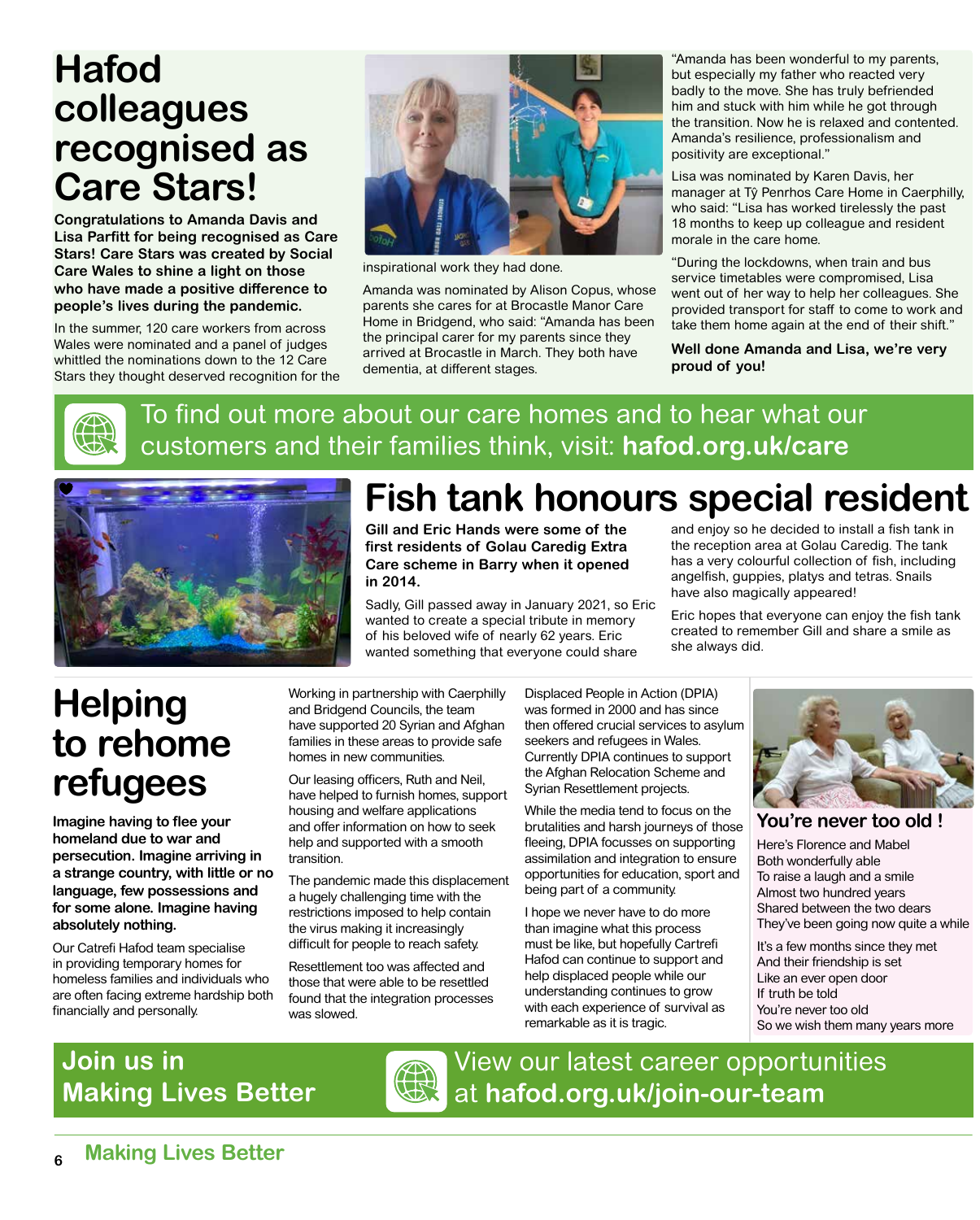# Hafod colleagues recognised as Care Stars!

**Congratulations to Amanda Davis and Lisa Parfitt for being recognised as Care Stars! Care Stars was created by Social Care Wales to shine a light on those who have made a positive difference to people's lives during the pandemic.**

In the summer, 120 care workers from across Wales were nominated and a panel of judges whittled the nominations down to the 12 Care Stars they thought deserved recognition for the inspirational work they had done.

Amanda was nominated by Alison Copus, whose parents she cares for at Brocastle Manor Care Home in Bridgend, who said: "Amanda has been the principal carer for my parents since they arrived at Brocastle in March. They both have dementia, at different stages.

"Amanda has been wonderful to my parents, but especially my father who reacted very badly to the move. She has truly befriended him and stuck with him while he got through the transition. Now he is relaxed and contented. Amanda's resilience, professionalism and positivity are exceptional."

Lisa was nominated by Karen Davis, her manager at Tŷ Penrhos Care Home in Caerphilly, who said: "Lisa has worked tirelessly the past 18 months to keep up colleague and resident morale in the care home.

"During the lockdowns, when train and bus service timetables were compromised, Lisa went out of her way to help her colleagues. She provided transport for staff to come to work and take them home again at the end of their shift."

**Well done Amanda and Lisa, we're very proud of you!**

To find out more about our care homes and to hear what our customers and their families think, visit: **hafod.org.uk/care**

# Fish tank honours special resident

**Gill and Eric Hands were some of the first residents of Golau Caredig Extra Care scheme in Barry when it opened in 2014.**

Sadly, Gill passed away in January 2021, so Eric wanted to create a special tribute in memory of his beloved wife of nearly 62 years. Eric wanted something that everyone could share and enjoy so he decided to install a fish tank in the reception area at Golau Caredig. The tank has a very colourful collection of fish, including angelfish, guppies, platys and tetras. Snails have also magically appeared!

Eric hopes that everyone can enjoy the fish tank created to remember Gill and share a smile as she always did.

# Helping to rehome refugees

**Imagine having to flee your homeland due to war and persecution. Imagine arriving in a strange country, with little or no language, few possessions and for some alone. Imagine having absolutely nothing.**

Our Catrefi Hafod team specialise in providing temporary homes for homeless families and individuals who are often facing extreme hardship both financially and personally.

Working in partnership with Caerphilly and Bridgend Councils, the team have supported 20 Syrian and Afghan families in these areas to provide safe homes in new communities.

Our leasing officers, Ruth and Neil, have helped to furnish homes, support housing and welfare applications and offer information on how to seek help and supported with a smooth transition.

The pandemic made this displacement a hugely challenging time with the restrictions imposed to help contain the virus making it increasingly difficult for people to reach safety.

Resettlement too was affected and those that were able to be resettled found that the integration processes was slowed.

Displaced People in Action (DPIA) was formed in 2000 and has since then offered crucial services to asylum seekers and refugees in Wales. Currently DPIA continues to support the Afghan Relocation Scheme and Syrian Resettlement projects.

While the media tend to focus on the brutalities and harsh journeys of those fleeing, DPIA focusses on supporting assimilation and integration to ensure opportunities for education, sport and being part of a community.

I hope we never have to do more than imagine what this process must be like, but hopefully Cartrefi Hafod can continue to support and help displaced people while our understanding continues to grow with each experience of survival as remarkable as it is tragic.

## You're never too old !

Here's Florence and Mabel  
Both wonderfully able  
To raise a laugh and a smile  
Almost two hundred years  
Shared between the two dears  
They've been going now quite a while

It's a few months since they met  
And their friendship is set  
Like an ever open door  
If truth be told  
You're never too old  
So we wish them many years more

**Join us in Making Lives Better**

View our latest career opportunities at **hafod.org.uk/join-our-team**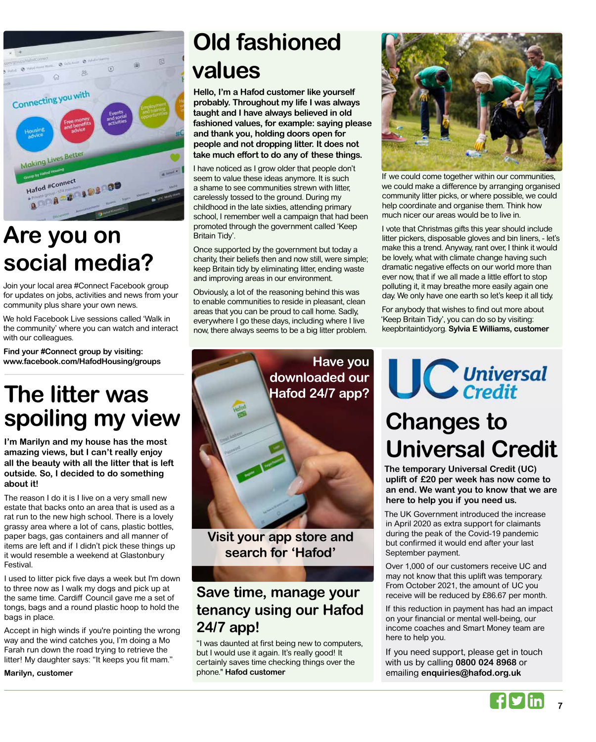## Are you on social media?

Join your local area #Connect Facebook group for updates on jobs, activities and news from your community plus share your own news.

We hold Facebook Live sessions called 'Walk in the community' where you can watch and interact with our colleagues.

**Find your #Connect group by visiting: www.facebook.com/HafodHousing/groups**

## The litter was spoiling my view

**I'm Marilyn and my house has the most amazing views, but I can't really enjoy all the beauty with all the litter that is left outside. So, I decided to do something about it!**

The reason I do it is I live on a very small new estate that backs onto an area that is used as a rat run to the new high school. There is a lovely grassy area where a lot of cans, plastic bottles, paper bags, gas containers and all manner of items are left and if I didn't pick these things up it would resemble a weekend at Glastonbury Festival.

I used to litter pick five days a week but I'm down to three now as I walk my dogs and pick up at the same time. Cardiff Council gave me a set of tongs, bags and a round plastic hoop to hold the bags in place.

Accept in high winds if you're pointing the wrong way and the wind catches you, I'm doing a Mo Farah run down the road trying to retrieve the litter! My daughter says: "It keeps you fit mam."

**Marilyn, customer**

## Old fashioned values

**Hello, I'm a Hafod customer like yourself probably. Throughout my life I was always taught and I have always believed in old fashioned values, for example: saying please and thank you, holding doors open for people and not dropping litter. It does not take much effort to do any of these things.**

I have noticed as I grow older that people don't seem to value these ideas anymore. It is such a shame to see communities strewn with litter, carelessly tossed to the ground. During my childhood in the late sixties, attending primary school, I remember well a campaign that had been promoted through the government called 'Keep Britain Tidy'.

Once supported by the government but today a charity, their beliefs then and now still, were simple; keep Britain tidy by eliminating litter, ending waste and improving areas in our environment.

Obviously, a lot of the reasoning behind this was to enable communities to reside in pleasant, clean areas that you can be proud to call home. Sadly, everywhere I go these days, including where I live now, there always seems to be a big litter problem.

If we could come together within our communities, we could make a difference by arranging organised community litter picks, or where possible, we could help coordinate and organise them. Think how much nicer our areas would be to live in.

I vote that Christmas gifts this year should include litter pickers, disposable gloves and bin liners, - let's make this a trend. Anyway, rant over, I think it would be lovely, what with climate change having such dramatic negative effects on our world more than ever now, that if we all made a little effort to stop polluting it, it may breathe more easily again one day. We only have one earth so let's keep it all tidy.

For anybody that wishes to find out more about 'Keep Britain Tidy', you can do so by visiting: keepbritaintidy.org. **Sylvia E Williams, customer**

**Have you downloaded our Hafod 24/7 app?**

**Visit your app store and search for 'Hafod'**

## Save time, manage your tenancy using our Hafod 24/7 app!

"I was daunted at first being new to computers, but I would use it again. It's really good! It certainly saves time checking things over the phone." **Hafod customer**

## Changes to Universal Credit

**The temporary Universal Credit (UC) uplift of £20 per week has now come to an end. We want you to know that we are here to help you if you need us.**

The UK Government introduced the increase in April 2020 as extra support for claimants during the peak of the Covid-19 pandemic but confirmed it would end after your last September payment.

Over 1,000 of our customers receive UC and may not know that this uplift was temporary. From October 2021, the amount of UC you receive will be reduced by £86.67 per month.

If this reduction in payment has had an impact on your financial or mental well-being, our income coaches and Smart Money team are here to help you.

If you need support, please get in touch with us by calling **0800 024 8968** or emailing **enquiries@hafod.org.uk**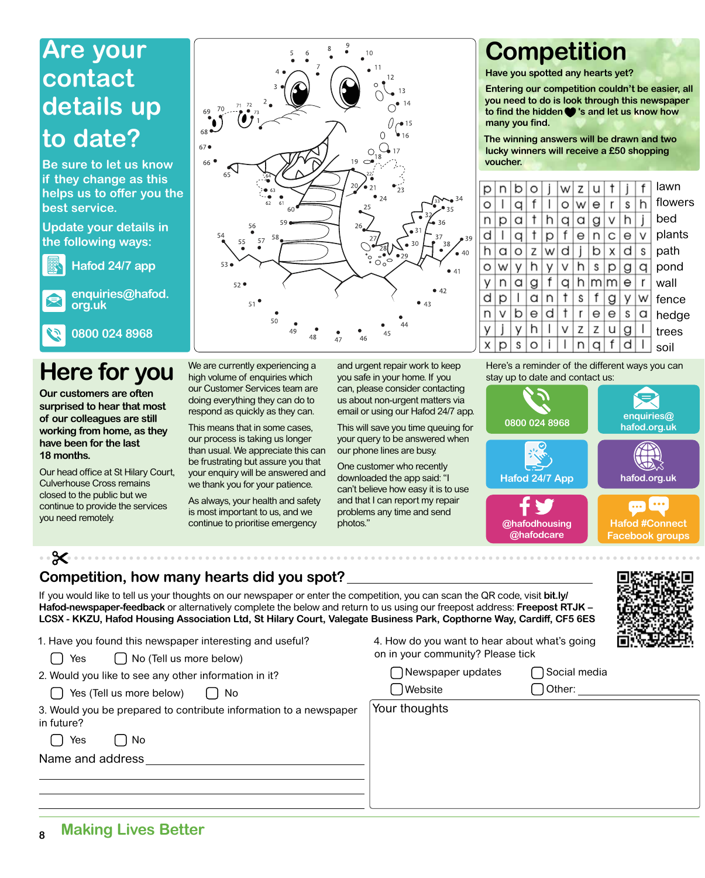# Are your contact details up to date?

Be sure to let us know if they change as this helps us to offer you the best service.

Update your details in the following ways:

- Hafod 24/7 app
- enquiries@hafod.org.uk
- 0800 024 8968

5 6 8 9 10 7 11 4 12 3 13 2 14 71 72 73 70 69 1 15 16 68 17 67 18 19 66 65 64 22 20 21 23 63 24 62 61 60 25 59 34 33 35 32 36 31 26 56 58 54 55 57 27 37 30 38 39 28 40 29 53 41 52 42 51 43 50 44 49 48 47 46 45

# Competition

**Have you spotted any hearts yet?**

**Entering our competition couldn't be easier, all you need to do is look through this newspaper to find the hidden ♥'s and let us know how many you find.**

**The winning answers will be drawn and two lucky winners will receive a £50 shopping voucher.**

| | | | | | | | | | | |
|---|---|---|---|---|---|---|---|---|---|---|
| p | n | b | o | j | w | z | u | t | j | f |
| o | l | q | f | l | o | w | e | r | s | h |
| n | p | a | t | h | q | a | g | v | h | j |
| d | l | q | t | p | f | e | n | c | e | v |
| h | a | o | z | w | d | j | b | x | d | s |
| o | w | y | h | y | v | h | s | p | g | q |
| y | n | a | g | f | q | h | m | m | e | r |
| d | p | l | a | n | t | s | f | g | y | w |
| n | v | b | e | d | t | r | e | e | s | a |
| y | j | y | h | l | v | z | z | u | g | l |
| x | p | s | o | i | l | n | q | f | d | l |

lawn
flowers
bed
plants
path
pond
wall
fence
hedge
trees
soil

# Here for you

**Our customers are often surprised to hear that most of our colleagues are still working from home, as they have been for the last 18 months.**

Our head office at St Hilary Court, Culverhouse Cross remains closed to the public but we continue to provide the services you need remotely.

We are currently experiencing a high volume of enquiries which our Customer Services team are doing everything they can do to respond as quickly as they can.

This means that in some cases, our process is taking us longer than usual. We appreciate this can be frustrating but assure you that your enquiry will be answered and we thank you for your patience.

As always, your health and safety is most important to us, and we continue to prioritise emergency and urgent repair work to keep you safe in your home. If you can, please consider contacting us about non-urgent matters via email or using our Hafod 24/7 app.

This will save you time queuing for your query to be answered when our phone lines are busy.

One customer who recently downloaded the app said: "I can't believe how easy it is to use and that I can report my repair problems any time and send photos."

Here's a reminder of the different ways you can stay up to date and contact us:

- 0800 024 8968
- enquiries@hafod.org.uk
- Hafod 24/7 App
- hafod.org.uk
- @hafodhousing @hafodcare
- Hafod #Connect Facebook groups

## Competition, how many hearts did you spot? ____________________

If you would like to tell us your thoughts on our newspaper or enter the competition, you can scan the QR code, visit **bit.ly/Hafod-newspaper-feedback** or alternatively complete the below and return to us using our freepost address: **Freepost RTJK – LCSX - KKZU, Hafod Housing Association Ltd, St Hilary Court, Valegate Business Park, Copthorne Way, Cardiff, CF5 6ES**

1. Have you found this newspaper interesting and useful?
   ☐ Yes ☐ No (Tell us more below)
2. Would you like to see any other information in it?
   ☐ Yes (Tell us more below) ☐ No
3. Would you be prepared to contribute information to a newspaper in future?
   ☐ Yes ☐ No

Name and address ____________________

4. How do you want to hear about what's going on in your community? Please tick
   ☐ Newspaper updates ☐ Social media
   ☐ Website ☐ Other: ____________

Your thoughts

Making Lives Better